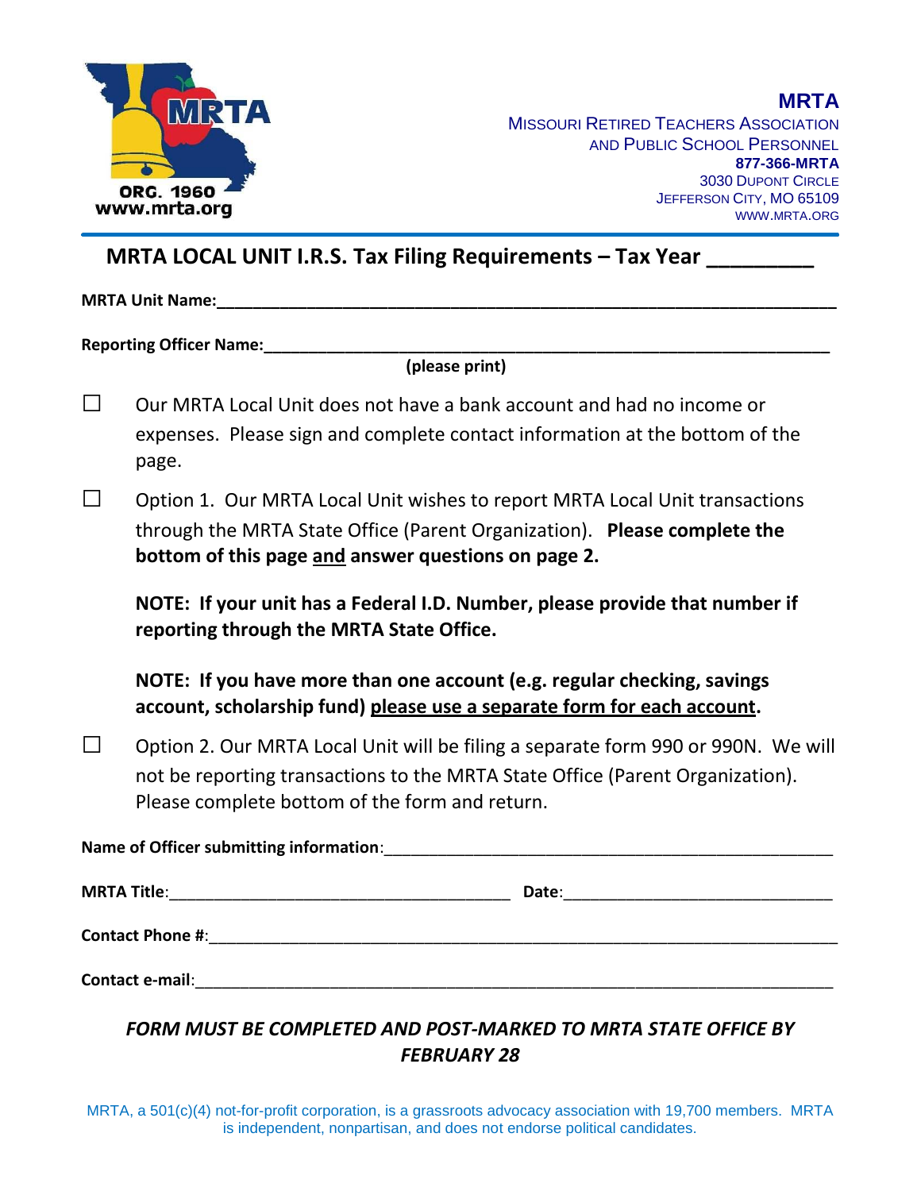**MRTA**
MISSOURI RETIRED TEACHERS ASSOCIATION
AND PUBLIC SCHOOL PERSONNEL
**877-366-MRTA**
3030 DUPONT CIRCLE
JEFFERSON CITY, MO 65109
WWW.MRTA.ORG

## MRTA LOCAL UNIT I.R.S. Tax Filing Requirements – Tax Year _________

**MRTA Unit Name:**_______________________________________________________________

**Reporting Officer Name:**_________________________________________________________
**(please print)**

☐ Our MRTA Local Unit does not have a bank account and had no income or expenses. Please sign and complete contact information at the bottom of the page.

☐ Option 1. Our MRTA Local Unit wishes to report MRTA Local Unit transactions through the MRTA State Office (Parent Organization). **Please complete the bottom of this page <u>and</u> answer questions on page 2.**

**NOTE: If your unit has a Federal I.D. Number, please provide that number if reporting through the MRTA State Office.**

**NOTE: If you have more than one account (e.g. regular checking, savings account, scholarship fund) <u>please use a separate form for each account</u>.**

☐ Option 2. Our MRTA Local Unit will be filing a separate form 990 or 990N. We will not be reporting transactions to the MRTA State Office (Parent Organization). Please complete bottom of the form and return.

**Name of Officer submitting information**:_______________________________________________

**MRTA Title**:_________________________________ **Date**:___________________________

**Contact Phone #**:____________________________________________________________________

**Contact e-mail**:_____________________________________________________________________

***FORM MUST BE COMPLETED AND POST-MARKED TO MRTA STATE OFFICE BY FEBRUARY 28***

MRTA, a 501(c)(4) not-for-profit corporation, is a grassroots advocacy association with 19,700 members. MRTA is independent, nonpartisan, and does not endorse political candidates.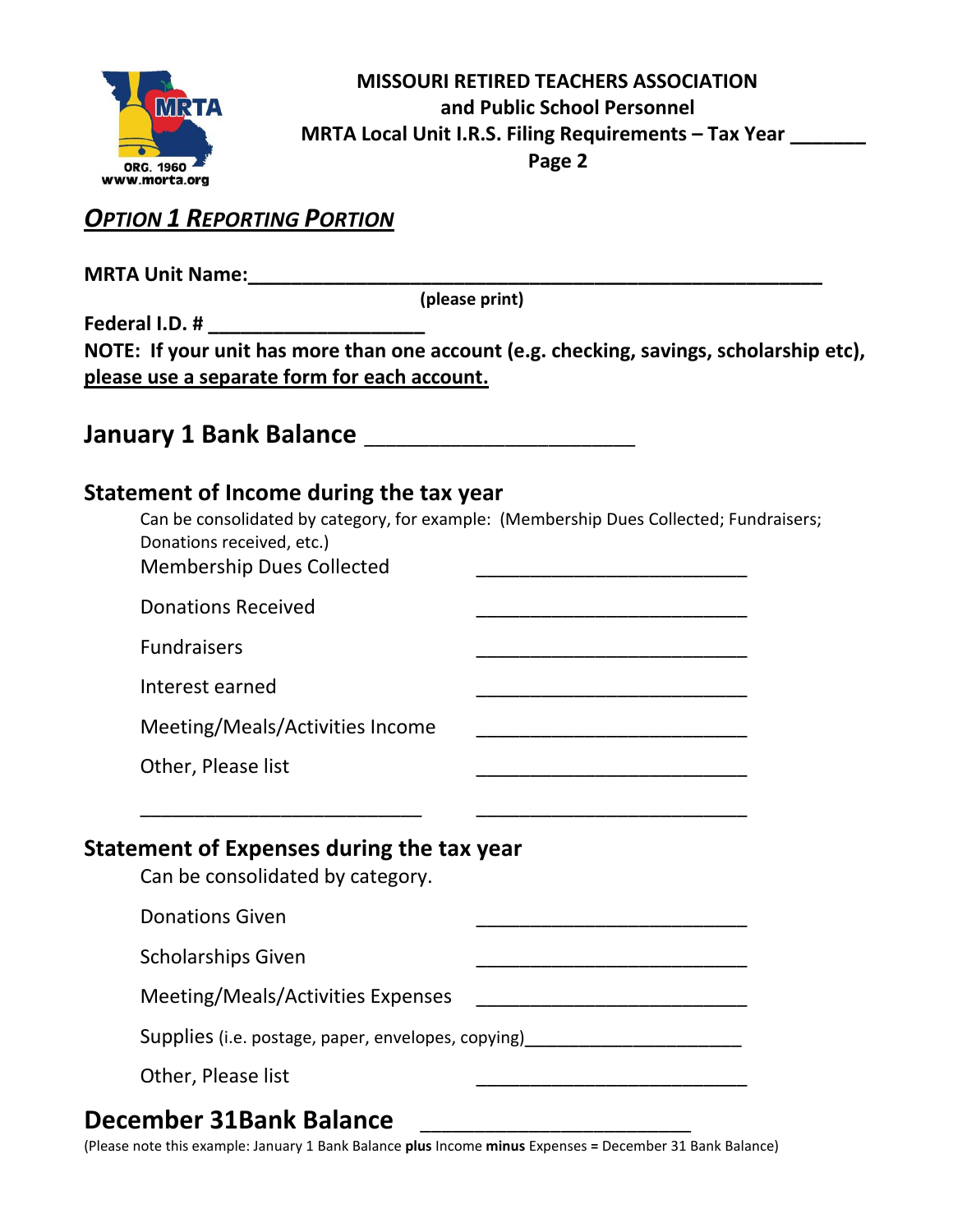**MISSOURI RETIRED TEACHERS ASSOCIATION**
**and Public School Personnel**
**MRTA Local Unit I.R.S. Filing Requirements – Tax Year _______**
**Page 2**

## ***Option 1 Reporting Portion***

**MRTA Unit Name:_______________________________________________________**

**(please print)**

**Federal I.D. # ____________________**

**NOTE: If your unit has more than one account (e.g. checking, savings, scholarship etc), please use a separate form for each account.**

## January 1 Bank Balance _____________________

### Statement of Income during the tax year

Can be consolidated by category, for example: (Membership Dues Collected; Fundraisers; Donations received, etc.)

Membership Dues Collected _________________________

Donations Received _________________________

Fundraisers _________________________

Interest earned _________________________

Meeting/Meals/Activities Income _________________________

Other, Please list _________________________

_________________________ _________________________

### Statement of Expenses during the tax year

Can be consolidated by category.

Donations Given _________________________

Scholarships Given _________________________

Meeting/Meals/Activities Expenses _________________________

Supplies (i.e. postage, paper, envelopes, copying)_____________________

Other, Please list _________________________

## December 31Bank Balance _________________________

(Please note this example: January 1 Bank Balance **plus** Income **minus** Expenses **=** December 31 Bank Balance)